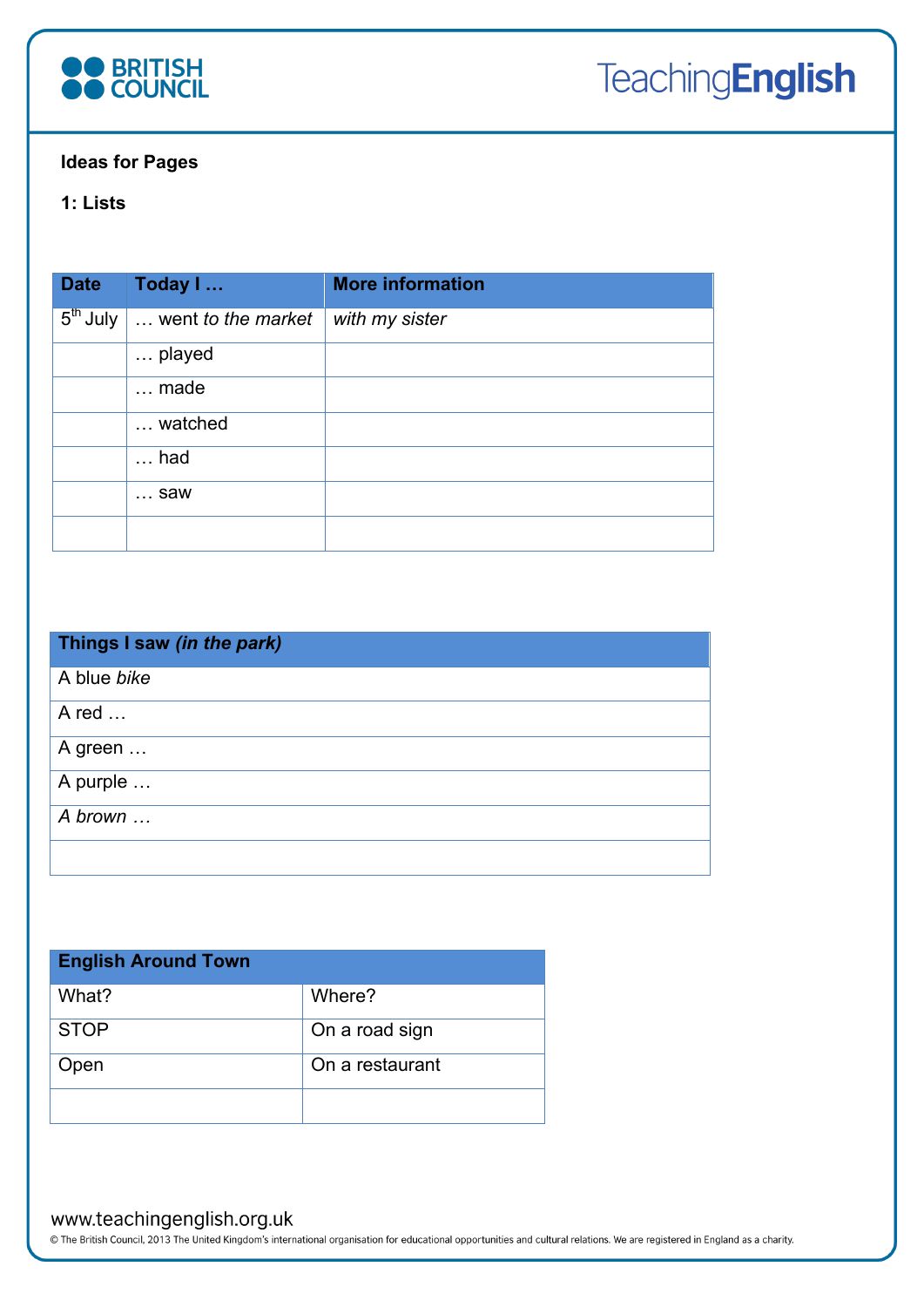**Ideas for Pages**

**1: Lists**

| Date | Today I … | More information |
|---|---|---|
| 5th July | … went *to the market* | *with my sister* |
| | … played | |
| | … made | |
| | … watched | |
| | … had | |
| | … saw | |
| | | |

| Things I saw *(in the park)* |
|---|
| A blue *bike* |
| A red … |
| A green … |
| A purple … |
| *A brown …* |
| |

| English Around Town | |
|---|---|
| What? | Where? |
| STOP | On a road sign |
| Open | On a restaurant |
| | |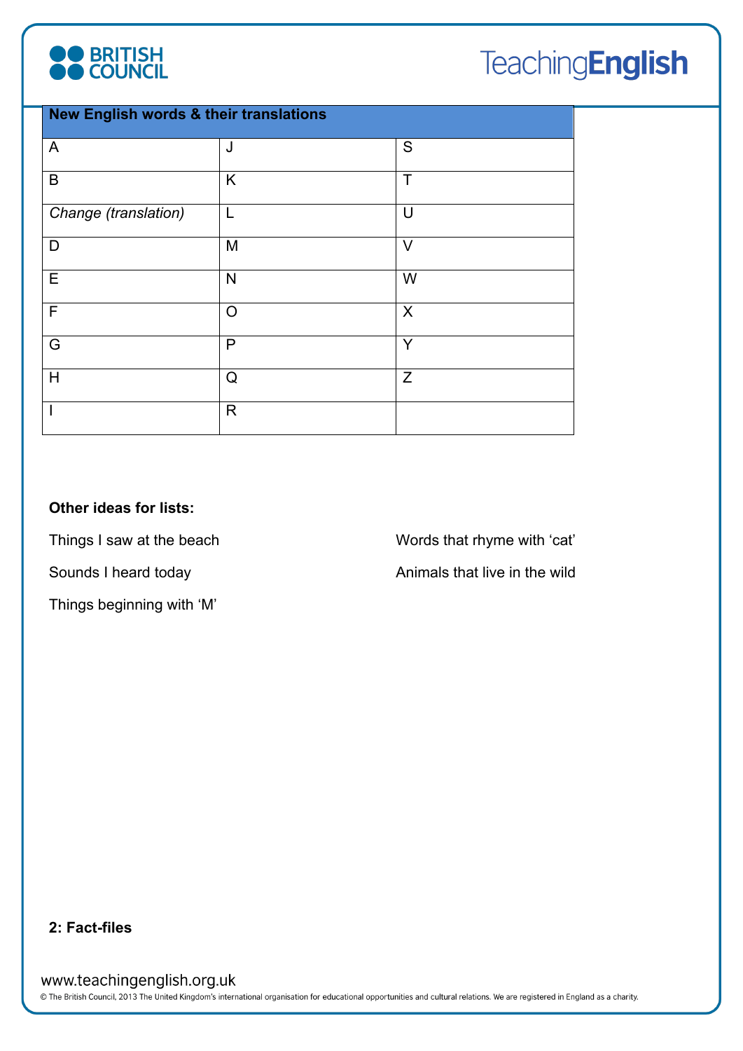| New English words & their translations | | |
|---|---|---|
| A | J | S |
| B | K | T |
| *Change (translation)* | L | U |
| D | M | V |
| E | N | W |
| F | O | X |
| G | P | Y |
| H | Q | Z |
| I | R | |

**Other ideas for lists:**

Things I saw at the beach

Sounds I heard today

Things beginning with 'M'

Words that rhyme with 'cat'

Animals that live in the wild

**2: Fact-files**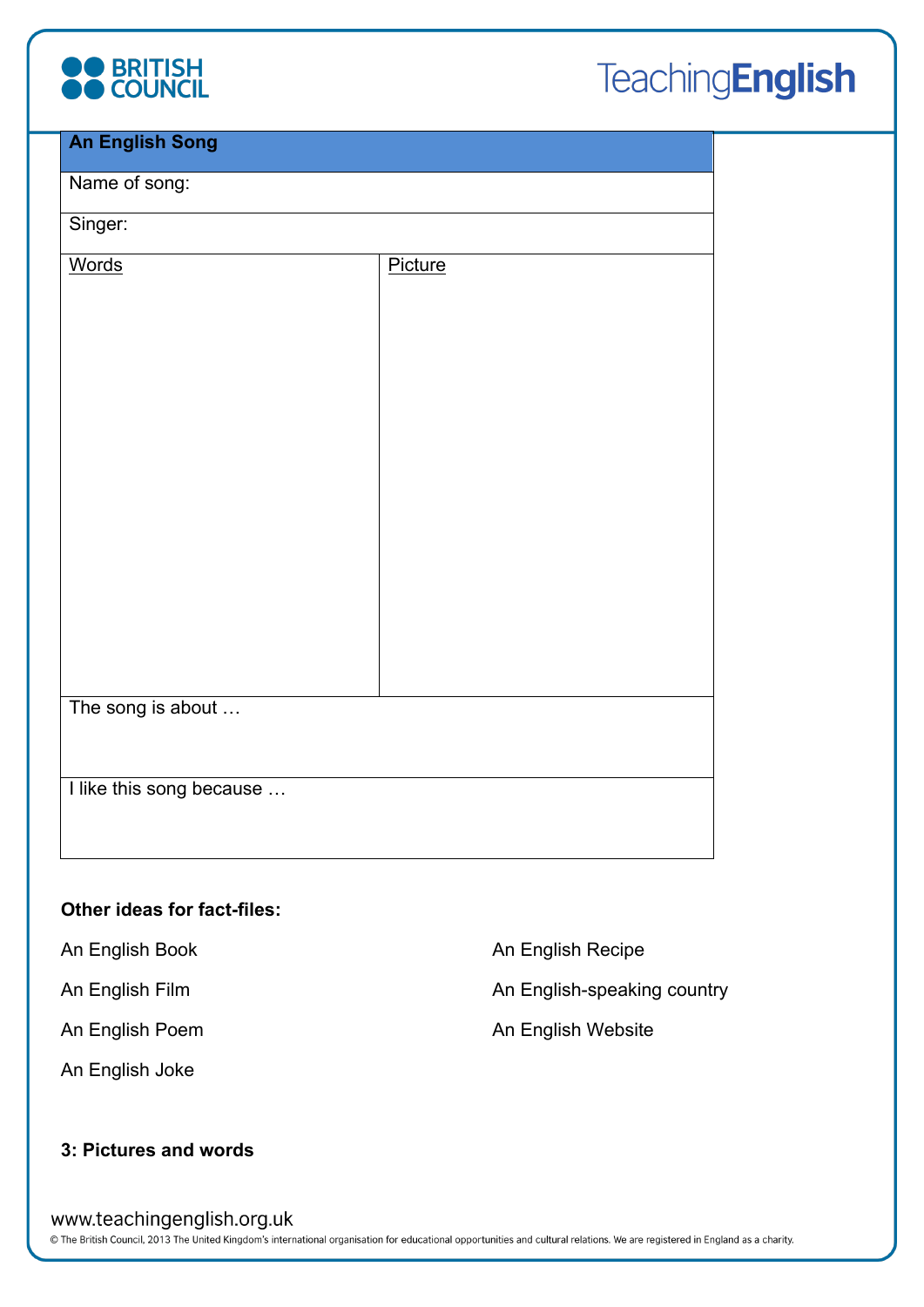| **An English Song** | |
|---|---|
| Name of song: | |
| Singer: | |
| <u>Words</u> | <u>Picture</u> |
| The song is about … | |
| I like this song because … | |

**Other ideas for fact-files:**

An English Book

An English Film

An English Poem

An English Joke

An English Recipe

An English-speaking country

An English Website

**3: Pictures and words**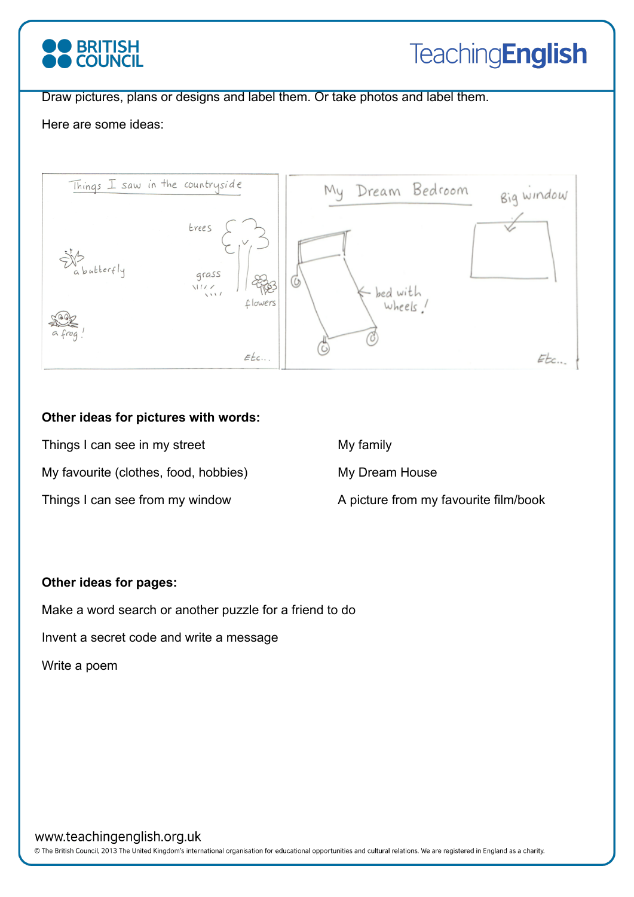Draw pictures, plans or designs and label them. Or take photos and label them.

Here are some ideas:

Things I saw in the countryside

trees

a butterfly

grass

flowers

a frog!

Etc...

My Dream Bedroom

Big window

bed with wheels!

Etc...

**Other ideas for pictures with words:**

Things I can see in my street

My favourite (clothes, food, hobbies)

Things I can see from my window

My family

My Dream House

A picture from my favourite film/book

**Other ideas for pages:**

Make a word search or another puzzle for a friend to do

Invent a secret code and write a message

Write a poem